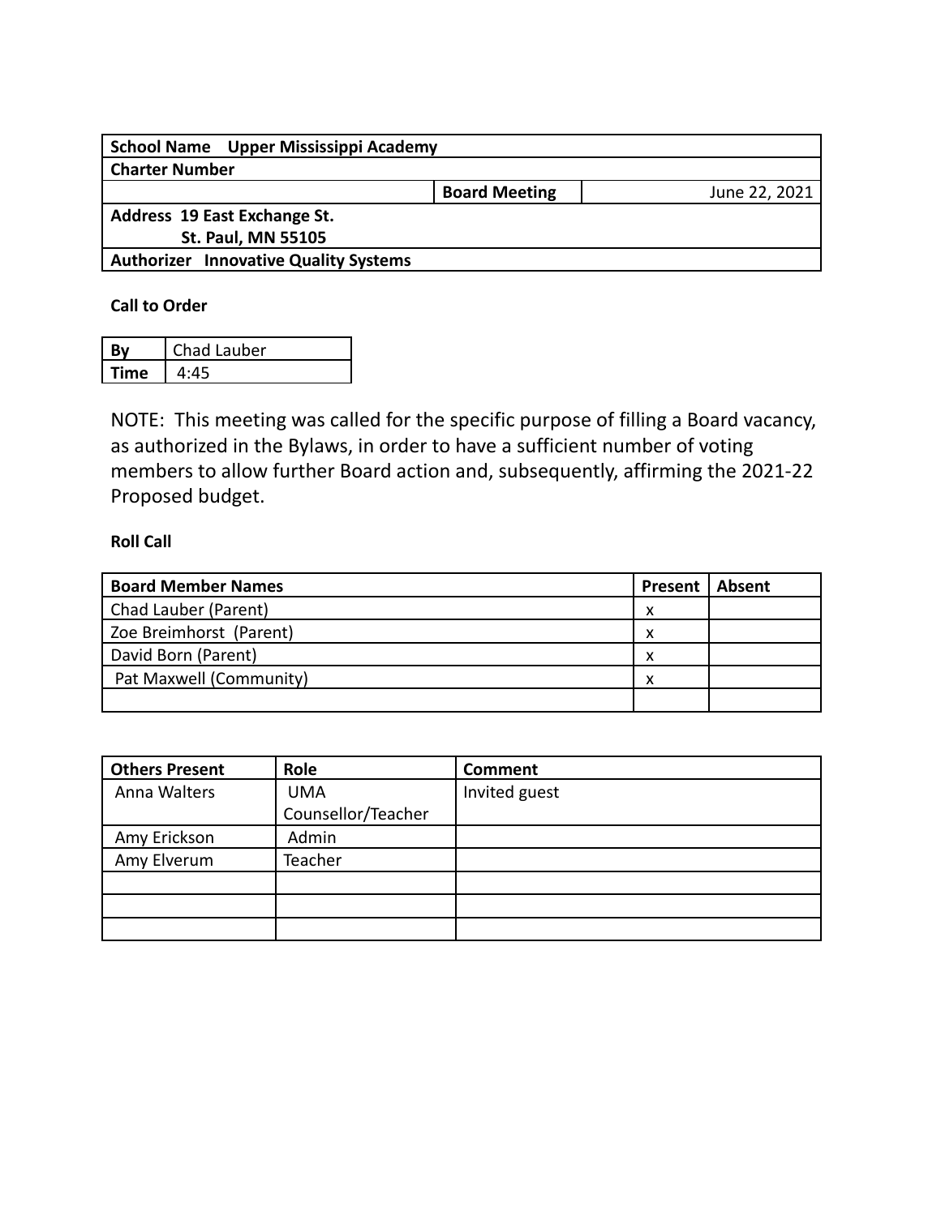| School Name Upper Mississippi Academy | | |
|---|---|---|
| Charter Number | | |
| | Board Meeting | June 22, 2021 |
| Address 19 East Exchange St.<br>St. Paul, MN 55105 | | |
| Authorizer Innovative Quality Systems | | |

**Call to Order**

| By | Chad Lauber |
|---|---|
| Time | 4:45 |

NOTE: This meeting was called for the specific purpose of filling a Board vacancy, as authorized in the Bylaws, in order to have a sufficient number of voting members to allow further Board action and, subsequently, affirming the 2021-22 Proposed budget.

**Roll Call**

| Board Member Names | Present | Absent |
|---|---|---|
| Chad Lauber (Parent) | x | |
| Zoe Breimhorst (Parent) | x | |
| David Born (Parent) | x | |
| Pat Maxwell (Community) | x | |
| | | |

| Others Present | Role | Comment |
|---|---|---|
| Anna Walters | UMA Counsellor/Teacher | Invited guest |
| Amy Erickson | Admin | |
| Amy Elverum | Teacher | |
| | | |
| | | |
| | | |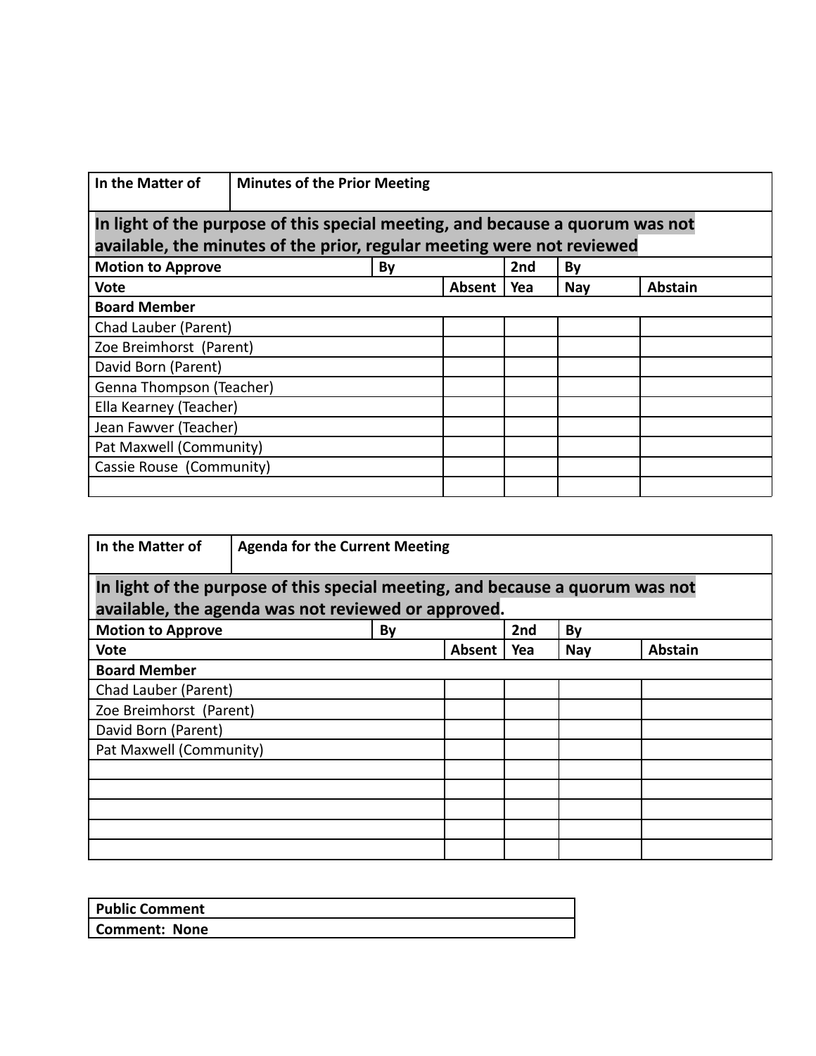| In the Matter of | Minutes of the Prior Meeting | | | | |
|---|---|---|---|---|---|
| **In light of the purpose of this special meeting, and because a quorum was not available, the minutes of the prior, regular meeting were not reviewed** | | | | | |
| **Motion to Approve** | **By** | | **2nd** | **By** | |
| **Vote** | | **Absent** | **Yea** | **Nay** | **Abstain** |
| **Board Member** | | | | | |
| Chad Lauber (Parent) | | | | | |
| Zoe Breimhorst (Parent) | | | | | |
| David Born (Parent) | | | | | |
| Genna Thompson (Teacher) | | | | | |
| Ella Kearney (Teacher) | | | | | |
| Jean Fawver (Teacher) | | | | | |
| Pat Maxwell (Community) | | | | | |
| Cassie Rouse (Community) | | | | | |
| | | | | | |

| In the Matter of | Agenda for the Current Meeting | | | | |
|---|---|---|---|---|---|
| **In light of the purpose of this special meeting, and because a quorum was not available, the agenda was not reviewed or approved.** | | | | | |
| **Motion to Approve** | **By** | | **2nd** | **By** | |
| **Vote** | | **Absent** | **Yea** | **Nay** | **Abstain** |
| **Board Member** | | | | | |
| Chad Lauber (Parent) | | | | | |
| Zoe Breimhorst (Parent) | | | | | |
| David Born (Parent) | | | | | |
| Pat Maxwell (Community) | | | | | |
| | | | | | |
| | | | | | |
| | | | | | |
| | | | | | |
| | | | | | |

| Public Comment |
|---|
| **Comment: None** |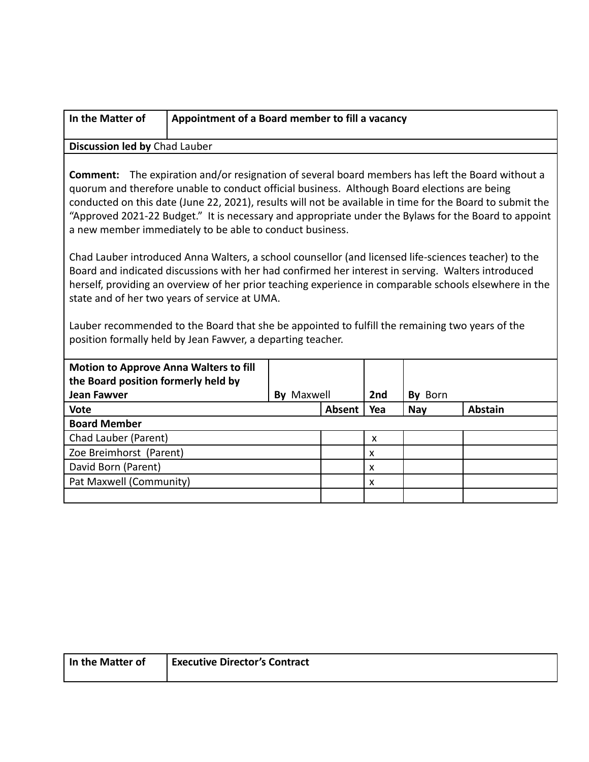| In the Matter of | Appointment of a Board member to fill a vacancy |
|---|---|

**Discussion led by** Chad Lauber

**Comment:** The expiration and/or resignation of several board members has left the Board without a quorum and therefore unable to conduct official business. Although Board elections are being conducted on this date (June 22, 2021), results will not be available in time for the Board to submit the "Approved 2021-22 Budget." It is necessary and appropriate under the Bylaws for the Board to appoint a new member immediately to be able to conduct business.

Chad Lauber introduced Anna Walters, a school counsellor (and licensed life-sciences teacher) to the Board and indicated discussions with her had confirmed her interest in serving. Walters introduced herself, providing an overview of her prior teaching experience in comparable schools elsewhere in the state and of her two years of service at UMA.

Lauber recommended to the Board that she be appointed to fulfill the remaining two years of the position formally held by Jean Fawver, a departing teacher.

| **Motion to Approve Anna Walters to fill the Board position formerly held by Jean Fawver** | **By** Maxwell | **2nd** | **By** Born | |
|---|---|---|---|---|
| **Vote** | **Absent** | **Yea** | **Nay** | **Abstain** |
| **Board Member** | | | | |
| Chad Lauber (Parent) | | x | | |
| Zoe Breimhorst (Parent) | | x | | |
| David Born (Parent) | | x | | |
| Pat Maxwell (Community) | | x | | |
| | | | | |

| In the Matter of | Executive Director's Contract |
|---|---|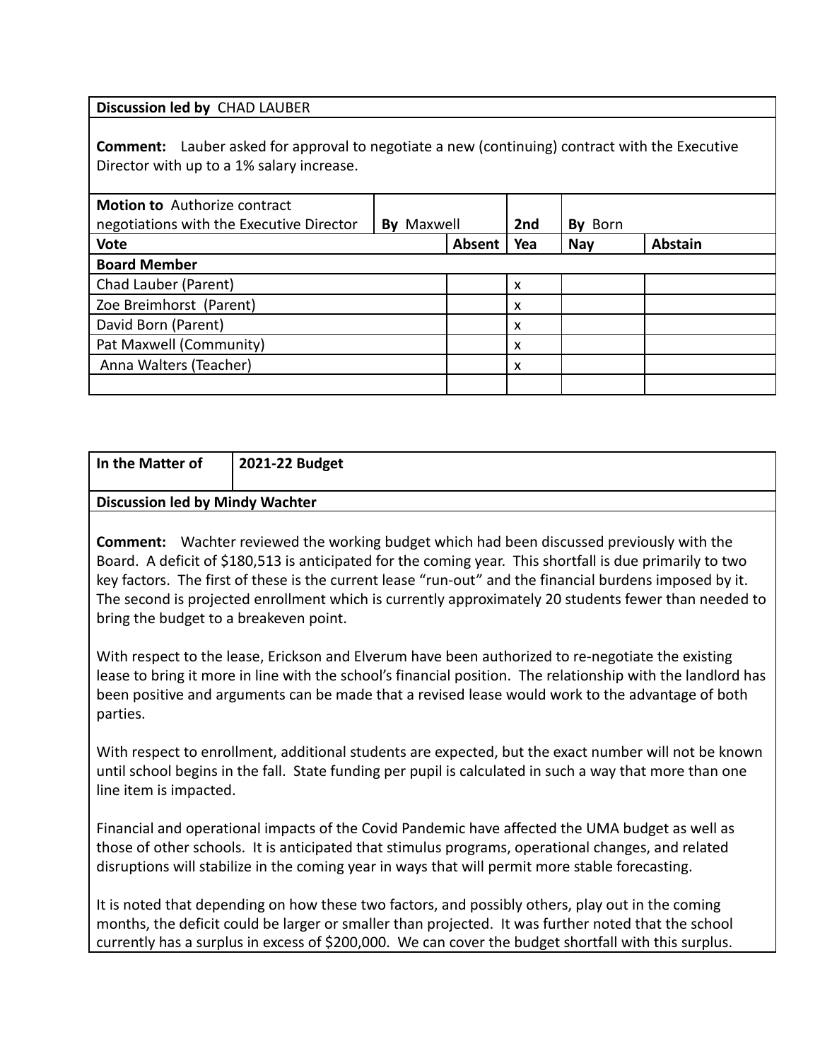| **Discussion led by** CHAD LAUBER | | | | |
|---|---|---|---|---|
| **Comment:** Lauber asked for approval to negotiate a new (continuing) contract with the Executive Director with up to a 1% salary increase. | | | | |
| **Motion to** Authorize contract negotiations with the Executive Director | **By** Maxwell | **2nd** | **By** Born | |
| **Vote** | **Absent** | **Yea** | **Nay** | **Abstain** |
| **Board Member** | | | | |
| Chad Lauber (Parent) | | x | | |
| Zoe Breimhorst (Parent) | | x | | |
| David Born (Parent) | | x | | |
| Pat Maxwell (Community) | | x | | |
| Anna Walters (Teacher) | | x | | |
| | | | | |

| **In the Matter of** | **2021-22 Budget** |
|---|---|
| **Discussion led by Mindy Wachter** | |

**Comment:** Wachter reviewed the working budget which had been discussed previously with the Board. A deficit of $180,513 is anticipated for the coming year. This shortfall is due primarily to two key factors. The first of these is the current lease "run-out" and the financial burdens imposed by it. The second is projected enrollment which is currently approximately 20 students fewer than needed to bring the budget to a breakeven point.

With respect to the lease, Erickson and Elverum have been authorized to re-negotiate the existing lease to bring it more in line with the school's financial position. The relationship with the landlord has been positive and arguments can be made that a revised lease would work to the advantage of both parties.

With respect to enrollment, additional students are expected, but the exact number will not be known until school begins in the fall. State funding per pupil is calculated in such a way that more than one line item is impacted.

Financial and operational impacts of the Covid Pandemic have affected the UMA budget as well as those of other schools. It is anticipated that stimulus programs, operational changes, and related disruptions will stabilize in the coming year in ways that will permit more stable forecasting.

It is noted that depending on how these two factors, and possibly others, play out in the coming months, the deficit could be larger or smaller than projected. It was further noted that the school currently has a surplus in excess of $200,000. We can cover the budget shortfall with this surplus.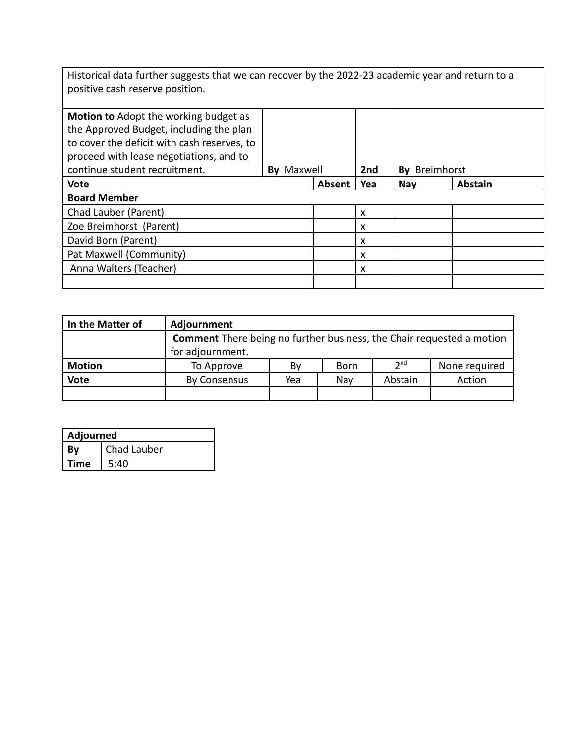| | | | | | |
|---|---|---|---|---|---|
| Historical data further suggests that we can recover by the 2022-23 academic year and return to a positive cash reserve position. | | | | | |
| **Motion to** Adopt the working budget as the Approved Budget, including the plan to cover the deficit with cash reserves, to proceed with lease negotiations, and to continue student recruitment. | **By** Maxwell | | **2nd** | **By** Breimhorst | |
| **Vote** | | **Absent** | **Yea** | **Nay** | **Abstain** |
| **Board Member** | | | | | |
| Chad Lauber (Parent) | | | x | | |
| Zoe Breimhorst (Parent) | | | x | | |
| David Born (Parent) | | | x | | |
| Pat Maxwell (Community) | | | x | | |
| Anna Walters (Teacher) | | | x | | |
| | | | | | |

| **In the Matter of** | **Adjournment** | | | | |
|---|---|---|---|---|---|
| | **Comment** There being no further business, the Chair requested a motion for adjournment. | | | | |
| **Motion** | To Approve | By | Born | $2^{nd}$ | None required |
| **Vote** | By Consensus | Yea | Nay | Abstain | Action |
| | | | | | |

| **Adjourned** | |
|---|---|
| **By** | Chad Lauber |
| **Time** | 5:40 |